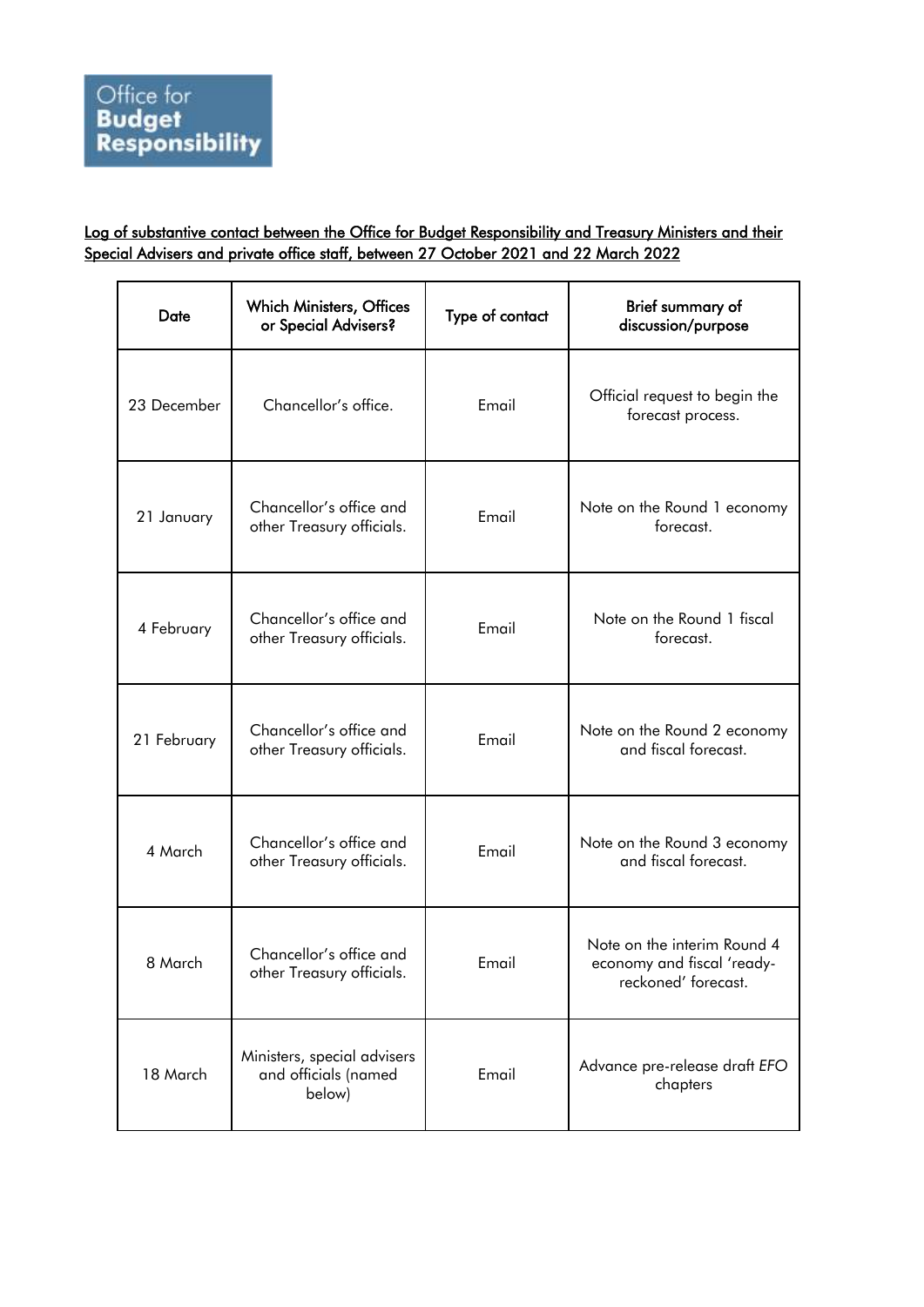Office for Budget Responsibility

**Log of substantive contact between the Office for Budget Responsibility and Treasury Ministers and their Special Advisers and private office staff, between 27 October 2021 and 22 March 2022**

| Date | Which Ministers, Offices or Special Advisers? | Type of contact | Brief summary of discussion/purpose |
|---|---|---|---|
| 23 December | Chancellor's office. | Email | Official request to begin the forecast process. |
| 21 January | Chancellor's office and other Treasury officials. | Email | Note on the Round 1 economy forecast. |
| 4 February | Chancellor's office and other Treasury officials. | Email | Note on the Round 1 fiscal forecast. |
| 21 February | Chancellor's office and other Treasury officials. | Email | Note on the Round 2 economy and fiscal forecast. |
| 4 March | Chancellor's office and other Treasury officials. | Email | Note on the Round 3 economy and fiscal forecast. |
| 8 March | Chancellor's office and other Treasury officials. | Email | Note on the interim Round 4 economy and fiscal 'ready-reckoned' forecast. |
| 18 March | Ministers, special advisers and officials (named below) | Email | Advance pre-release draft *EFO* chapters |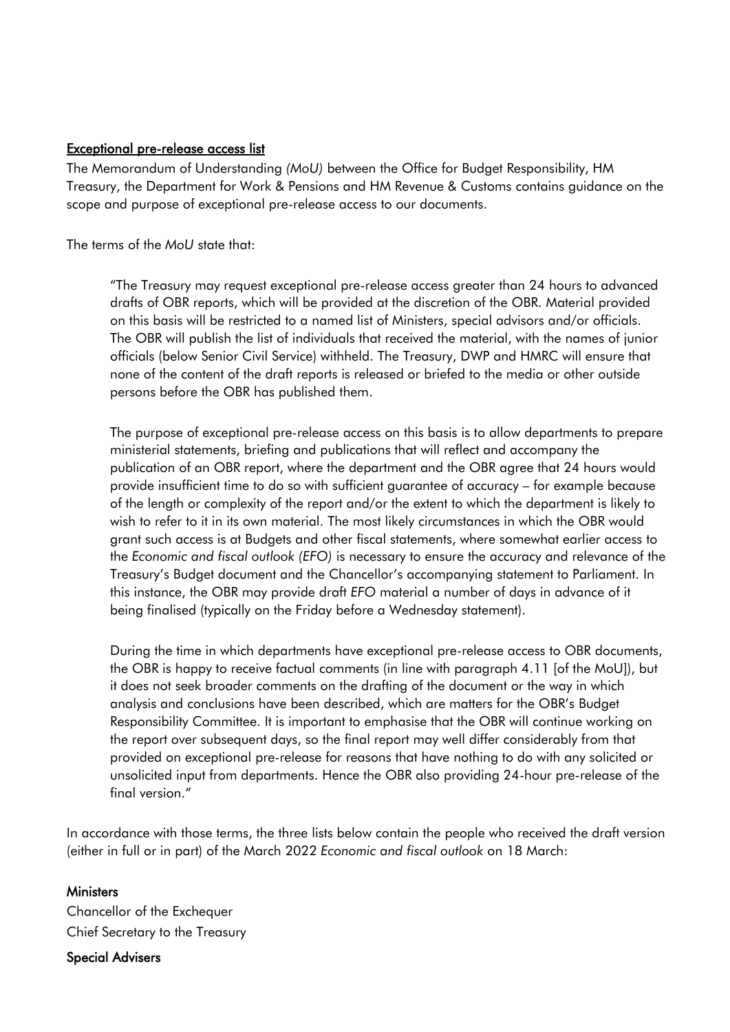## Exceptional pre-release access list

The Memorandum of Understanding *(MoU)* between the Office for Budget Responsibility, HM Treasury, the Department for Work & Pensions and HM Revenue & Customs contains guidance on the scope and purpose of exceptional pre-release access to our documents.

The terms of the *MoU* state that:

> "The Treasury may request exceptional pre-release access greater than 24 hours to advanced drafts of OBR reports, which will be provided at the discretion of the OBR. Material provided on this basis will be restricted to a named list of Ministers, special advisors and/or officials. The OBR will publish the list of individuals that received the material, with the names of junior officials (below Senior Civil Service) withheld. The Treasury, DWP and HMRC will ensure that none of the content of the draft reports is released or briefed to the media or other outside persons before the OBR has published them.
>
> The purpose of exceptional pre-release access on this basis is to allow departments to prepare ministerial statements, briefing and publications that will reflect and accompany the publication of an OBR report, where the department and the OBR agree that 24 hours would provide insufficient time to do so with sufficient guarantee of accuracy – for example because of the length or complexity of the report and/or the extent to which the department is likely to wish to refer to it in its own material. The most likely circumstances in which the OBR would grant such access is at Budgets and other fiscal statements, where somewhat earlier access to the *Economic and fiscal outlook (EFO)* is necessary to ensure the accuracy and relevance of the Treasury's Budget document and the Chancellor's accompanying statement to Parliament. In this instance, the OBR may provide draft *EFO* material a number of days in advance of it being finalised (typically on the Friday before a Wednesday statement).
>
> During the time in which departments have exceptional pre-release access to OBR documents, the OBR is happy to receive factual comments (in line with paragraph 4.11 [of the MoU]), but it does not seek broader comments on the drafting of the document or the way in which analysis and conclusions have been described, which are matters for the OBR's Budget Responsibility Committee. It is important to emphasise that the OBR will continue working on the report over subsequent days, so the final report may well differ considerably from that provided on exceptional pre-release for reasons that have nothing to do with any solicited or unsolicited input from departments. Hence the OBR also providing 24-hour pre-release of the final version."

In accordance with those terms, the three lists below contain the people who received the draft version (either in full or in part) of the March 2022 *Economic and fiscal outlook* on 18 March:

### Ministers

Chancellor of the Exchequer

Chief Secretary to the Treasury

### Special Advisers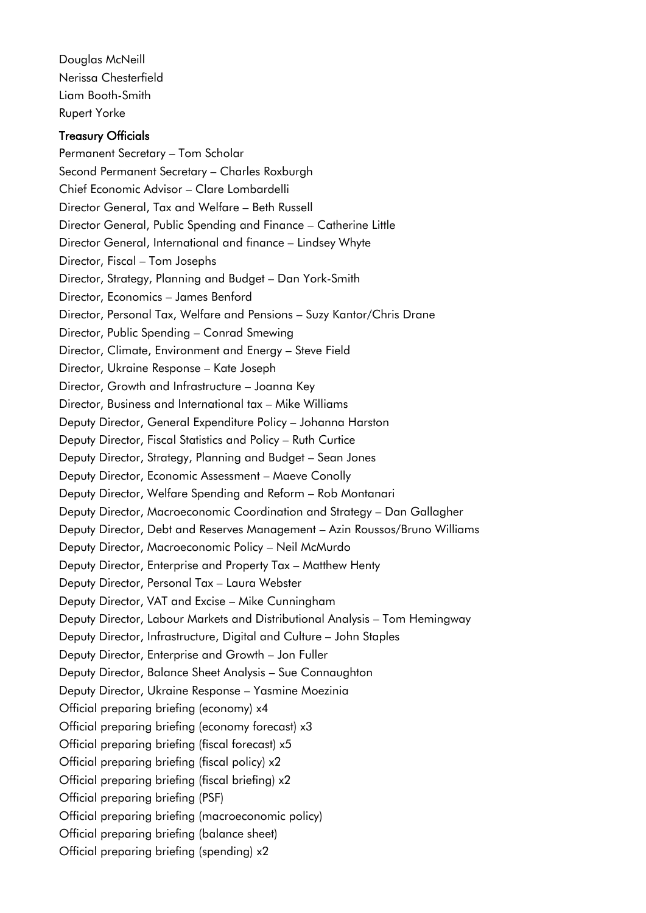Douglas McNeill
Nerissa Chesterfield
Liam Booth-Smith
Rupert Yorke

### Treasury Officials

Permanent Secretary – Tom Scholar
Second Permanent Secretary – Charles Roxburgh
Chief Economic Advisor – Clare Lombardelli
Director General, Tax and Welfare – Beth Russell
Director General, Public Spending and Finance – Catherine Little
Director General, International and finance – Lindsey Whyte
Director, Fiscal – Tom Josephs
Director, Strategy, Planning and Budget – Dan York-Smith
Director, Economics – James Benford
Director, Personal Tax, Welfare and Pensions – Suzy Kantor/Chris Drane
Director, Public Spending – Conrad Smewing
Director, Climate, Environment and Energy – Steve Field
Director, Ukraine Response – Kate Joseph
Director, Growth and Infrastructure – Joanna Key
Director, Business and International tax – Mike Williams
Deputy Director, General Expenditure Policy – Johanna Harston
Deputy Director, Fiscal Statistics and Policy – Ruth Curtice
Deputy Director, Strategy, Planning and Budget – Sean Jones
Deputy Director, Economic Assessment – Maeve Conolly
Deputy Director, Welfare Spending and Reform – Rob Montanari
Deputy Director, Macroeconomic Coordination and Strategy – Dan Gallagher
Deputy Director, Debt and Reserves Management – Azin Roussos/Bruno Williams
Deputy Director, Macroeconomic Policy – Neil McMurdo
Deputy Director, Enterprise and Property Tax – Matthew Henty
Deputy Director, Personal Tax – Laura Webster
Deputy Director, VAT and Excise – Mike Cunningham
Deputy Director, Labour Markets and Distributional Analysis – Tom Hemingway
Deputy Director, Infrastructure, Digital and Culture – John Staples
Deputy Director, Enterprise and Growth – Jon Fuller
Deputy Director, Balance Sheet Analysis – Sue Connaughton
Deputy Director, Ukraine Response – Yasmine Moezinia
Official preparing briefing (economy) x4
Official preparing briefing (economy forecast) x3
Official preparing briefing (fiscal forecast) x5
Official preparing briefing (fiscal policy) x2
Official preparing briefing (fiscal briefing) x2
Official preparing briefing (PSF)
Official preparing briefing (macroeconomic policy)
Official preparing briefing (balance sheet)
Official preparing briefing (spending) x2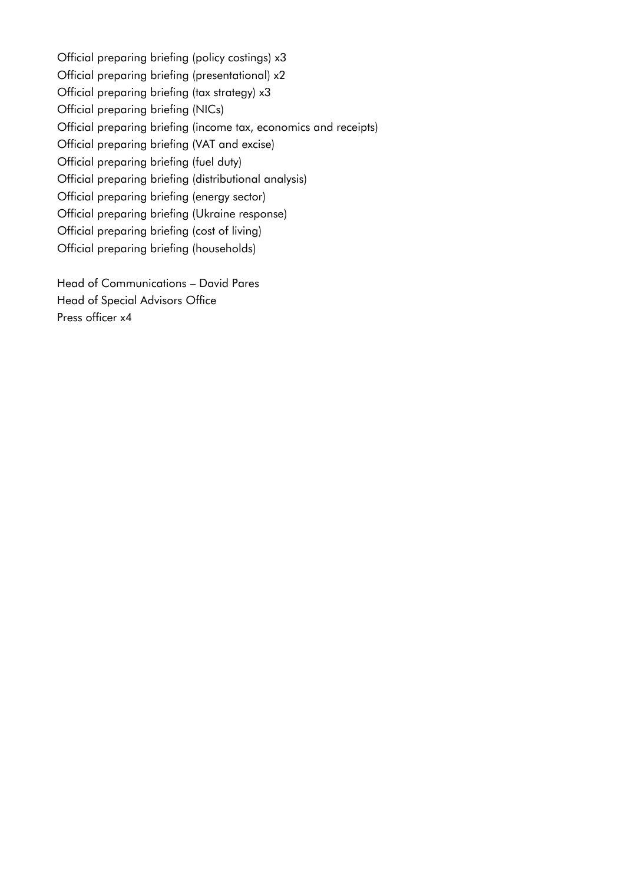Official preparing briefing (policy costings) x3
Official preparing briefing (presentational) x2
Official preparing briefing (tax strategy) x3
Official preparing briefing (NICs)
Official preparing briefing (income tax, economics and receipts)
Official preparing briefing (VAT and excise)
Official preparing briefing (fuel duty)
Official preparing briefing (distributional analysis)
Official preparing briefing (energy sector)
Official preparing briefing (Ukraine response)
Official preparing briefing (cost of living)
Official preparing briefing (households)

Head of Communications – David Pares
Head of Special Advisors Office
Press officer x4